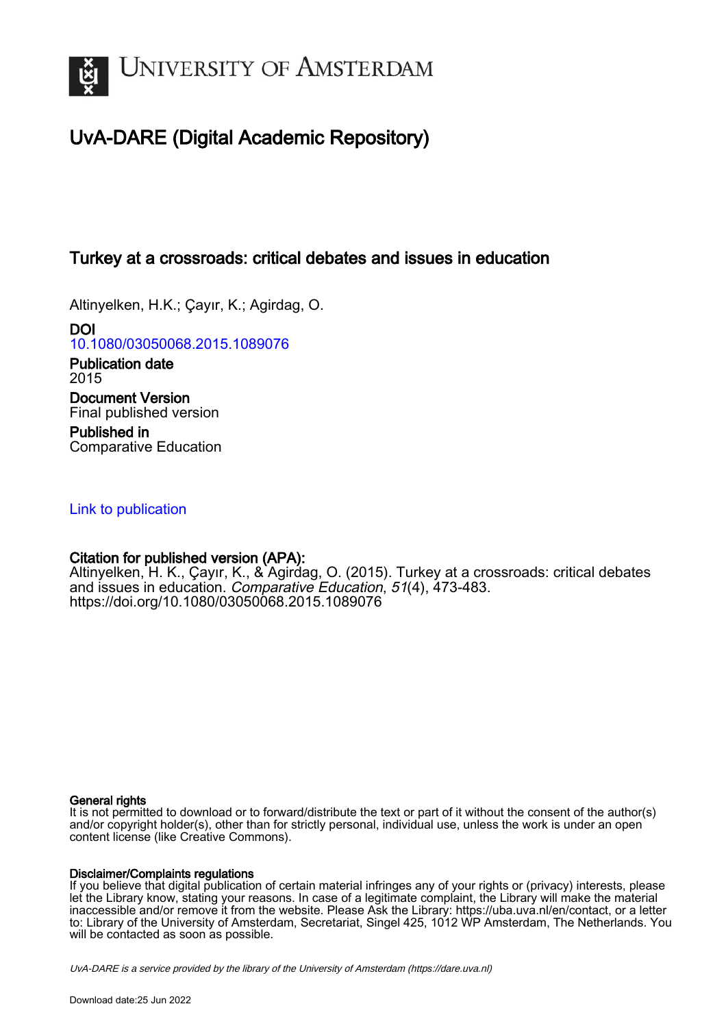# University of Amsterdam

## UvA-DARE (Digital Academic Repository)

### Turkey at a crossroads: critical debates and issues in education

Altinyelken, H.K.; Çayır, K.; Agirdag, O.

**DOI**
10.1080/03050068.2015.1089076

**Publication date**
2015

**Document Version**
Final published version

**Published in**
Comparative Education

Link to publication

**Citation for published version (APA):**
Altinyelken, H. K., Çayır, K., & Agirdag, O. (2015). Turkey at a crossroads: critical debates and issues in education. *Comparative Education*, *51*(4), 473-483. https://doi.org/10.1080/03050068.2015.1089076

**General rights**
It is not permitted to download or to forward/distribute the text or part of it without the consent of the author(s) and/or copyright holder(s), other than for strictly personal, individual use, unless the work is under an open content license (like Creative Commons).

**Disclaimer/Complaints regulations**
If you believe that digital publication of certain material infringes any of your rights or (privacy) interests, please let the Library know, stating your reasons. In case of a legitimate complaint, the Library will make the material inaccessible and/or remove it from the website. Please Ask the Library: https://uba.uva.nl/en/contact, or a letter to: Library of the University of Amsterdam, Secretariat, Singel 425, 1012 WP Amsterdam, The Netherlands. You will be contacted as soon as possible.

*UvA-DARE is a service provided by the library of the University of Amsterdam (https://dare.uva.nl)*

Download date:25 Jun 2022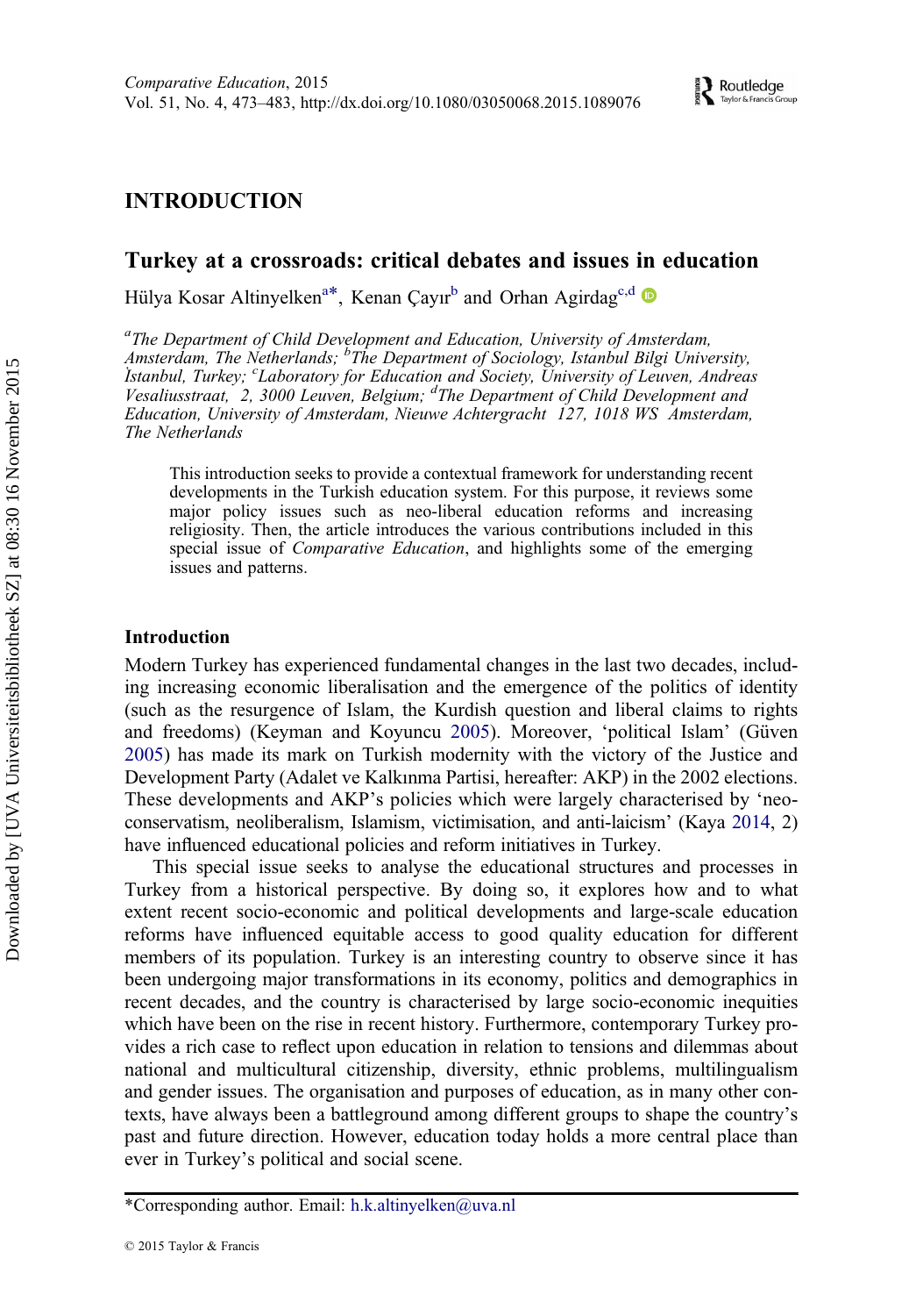# INTRODUCTION

## Turkey at a crossroads: critical debates and issues in education

Hülya Kosar Altinyelken[a*], Kenan Çayır[b] and Orhan Agirdag[c,d]

[a]The Department of Child Development and Education, University of Amsterdam, Amsterdam, The Netherlands; [b]The Department of Sociology, Istanbul Bilgi University, İstanbul, Turkey; [c]Laboratory for Education and Society, University of Leuven, Andreas Vesaliusstraat, 2, 3000 Leuven, Belgium; [d]The Department of Child Development and Education, University of Amsterdam, Nieuwe Achtergracht 127, 1018 WS Amsterdam, The Netherlands

This introduction seeks to provide a contextual framework for understanding recent developments in the Turkish education system. For this purpose, it reviews some major policy issues such as neo-liberal education reforms and increasing religiosity. Then, the article introduces the various contributions included in this special issue of *Comparative Education*, and highlights some of the emerging issues and patterns.

### Introduction

Modern Turkey has experienced fundamental changes in the last two decades, including increasing economic liberalisation and the emergence of the politics of identity (such as the resurgence of Islam, the Kurdish question and liberal claims to rights and freedoms) (Keyman and Koyuncu 2005). Moreover, 'political Islam' (Güven 2005) has made its mark on Turkish modernity with the victory of the Justice and Development Party (Adalet ve Kalkınma Partisi, hereafter: AKP) in the 2002 elections. These developments and AKP's policies which were largely characterised by 'neo-conservatism, neoliberalism, Islamism, victimisation, and anti-laicism' (Kaya 2014, 2) have influenced educational policies and reform initiatives in Turkey.

This special issue seeks to analyse the educational structures and processes in Turkey from a historical perspective. By doing so, it explores how and to what extent recent socio-economic and political developments and large-scale education reforms have influenced equitable access to good quality education for different members of its population. Turkey is an interesting country to observe since it has been undergoing major transformations in its economy, politics and demographics in recent decades, and the country is characterised by large socio-economic inequities which have been on the rise in recent history. Furthermore, contemporary Turkey provides a rich case to reflect upon education in relation to tensions and dilemmas about national and multicultural citizenship, diversity, ethnic problems, multilingualism and gender issues. The organisation and purposes of education, as in many other contexts, have always been a battleground among different groups to shape the country's past and future direction. However, education today holds a more central place than ever in Turkey's political and social scene.

*Corresponding author. Email: h.k.altinyelken@uva.nl

© 2015 Taylor & Francis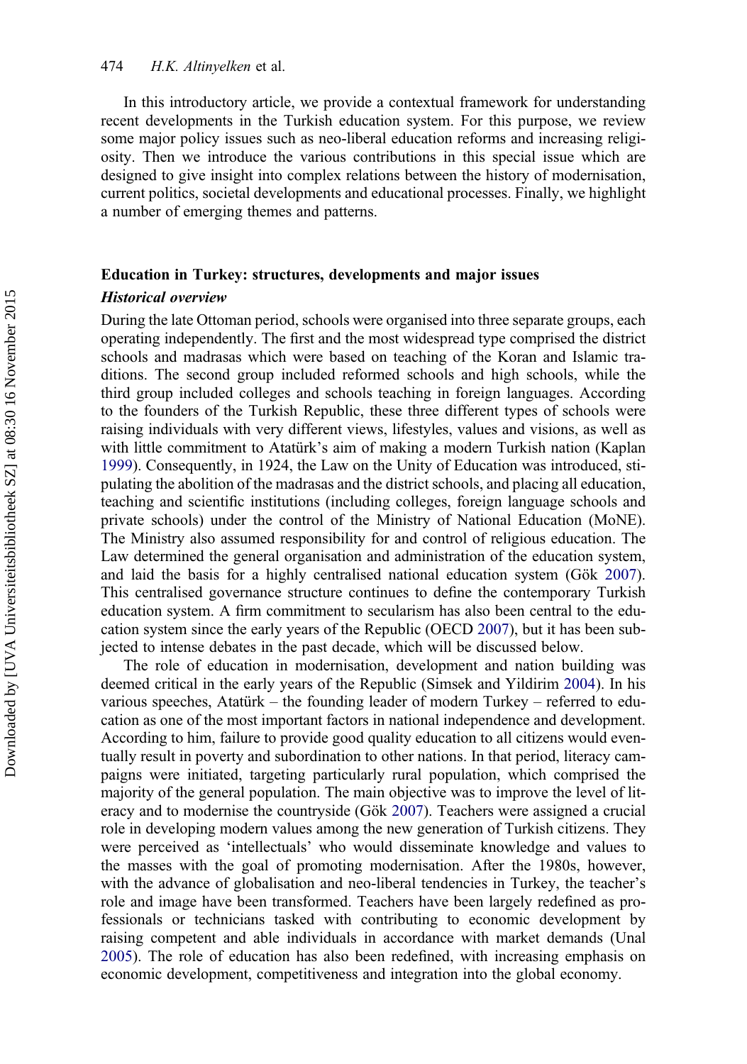In this introductory article, we provide a contextual framework for understanding recent developments in the Turkish education system. For this purpose, we review some major policy issues such as neo-liberal education reforms and increasing religiosity. Then we introduce the various contributions in this special issue which are designed to give insight into complex relations between the history of modernisation, current politics, societal developments and educational processes. Finally, we highlight a number of emerging themes and patterns.

## Education in Turkey: structures, developments and major issues

### *Historical overview*

During the late Ottoman period, schools were organised into three separate groups, each operating independently. The first and the most widespread type comprised the district schools and madrasas which were based on teaching of the Koran and Islamic traditions. The second group included reformed schools and high schools, while the third group included colleges and schools teaching in foreign languages. According to the founders of the Turkish Republic, these three different types of schools were raising individuals with very different views, lifestyles, values and visions, as well as with little commitment to Atatürk's aim of making a modern Turkish nation (Kaplan 1999). Consequently, in 1924, the Law on the Unity of Education was introduced, stipulating the abolition of the madrasas and the district schools, and placing all education, teaching and scientific institutions (including colleges, foreign language schools and private schools) under the control of the Ministry of National Education (MoNE). The Ministry also assumed responsibility for and control of religious education. The Law determined the general organisation and administration of the education system, and laid the basis for a highly centralised national education system (Gök 2007). This centralised governance structure continues to define the contemporary Turkish education system. A firm commitment to secularism has also been central to the education system since the early years of the Republic (OECD 2007), but it has been subjected to intense debates in the past decade, which will be discussed below.

The role of education in modernisation, development and nation building was deemed critical in the early years of the Republic (Simsek and Yildirim 2004). In his various speeches, Atatürk – the founding leader of modern Turkey – referred to education as one of the most important factors in national independence and development. According to him, failure to provide good quality education to all citizens would eventually result in poverty and subordination to other nations. In that period, literacy campaigns were initiated, targeting particularly rural population, which comprised the majority of the general population. The main objective was to improve the level of literacy and to modernise the countryside (Gök 2007). Teachers were assigned a crucial role in developing modern values among the new generation of Turkish citizens. They were perceived as 'intellectuals' who would disseminate knowledge and values to the masses with the goal of promoting modernisation. After the 1980s, however, with the advance of globalisation and neo-liberal tendencies in Turkey, the teacher's role and image have been transformed. Teachers have been largely redefined as professionals or technicians tasked with contributing to economic development by raising competent and able individuals in accordance with market demands (Unal 2005). The role of education has also been redefined, with increasing emphasis on economic development, competitiveness and integration into the global economy.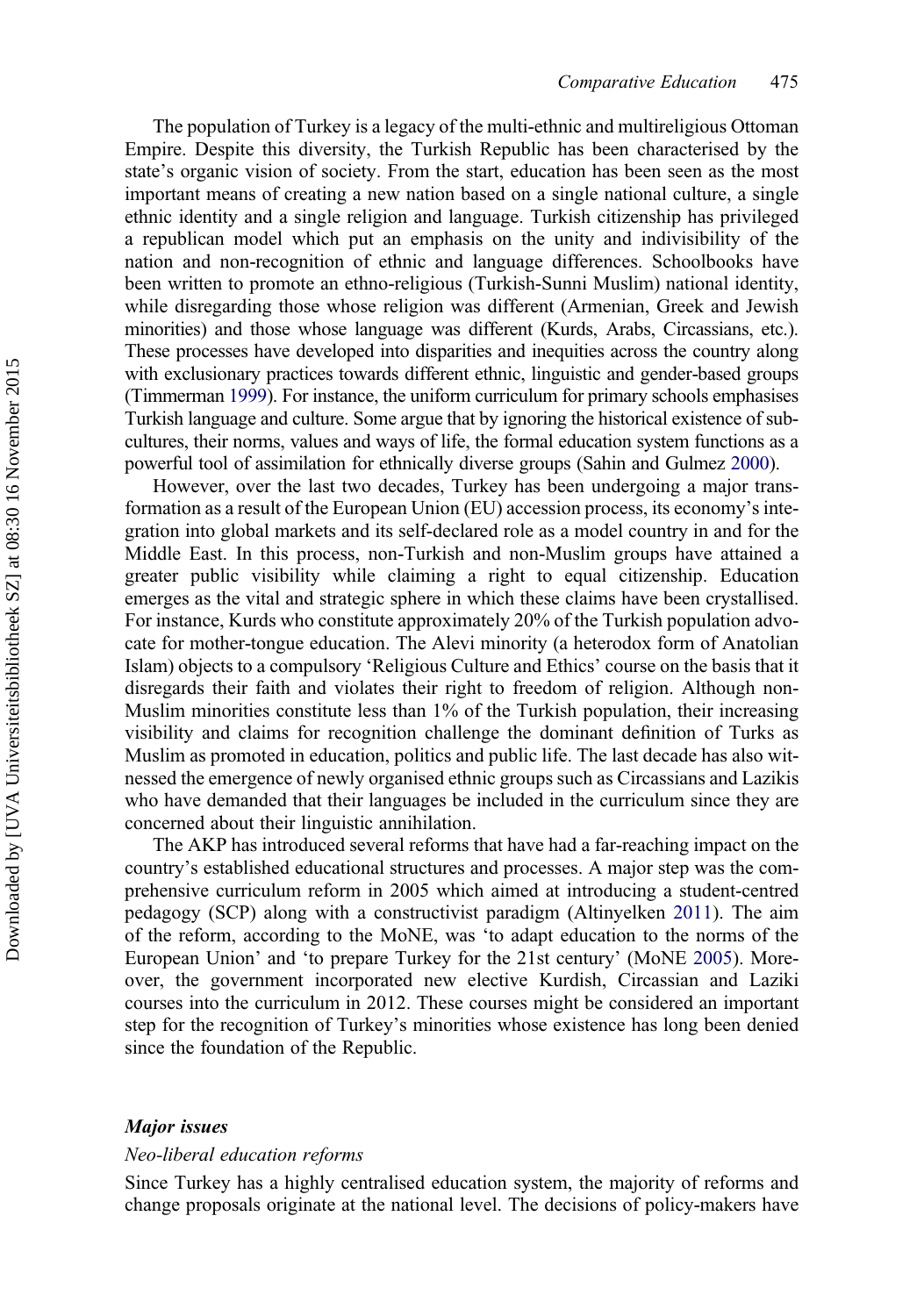The population of Turkey is a legacy of the multi-ethnic and multireligious Ottoman Empire. Despite this diversity, the Turkish Republic has been characterised by the state's organic vision of society. From the start, education has been seen as the most important means of creating a new nation based on a single national culture, a single ethnic identity and a single religion and language. Turkish citizenship has privileged a republican model which put an emphasis on the unity and indivisibility of the nation and non-recognition of ethnic and language differences. Schoolbooks have been written to promote an ethno-religious (Turkish-Sunni Muslim) national identity, while disregarding those whose religion was different (Armenian, Greek and Jewish minorities) and those whose language was different (Kurds, Arabs, Circassians, etc.). These processes have developed into disparities and inequities across the country along with exclusionary practices towards different ethnic, linguistic and gender-based groups (Timmerman 1999). For instance, the uniform curriculum for primary schools emphasises Turkish language and culture. Some argue that by ignoring the historical existence of sub-cultures, their norms, values and ways of life, the formal education system functions as a powerful tool of assimilation for ethnically diverse groups (Sahin and Gulmez 2000).

However, over the last two decades, Turkey has been undergoing a major transformation as a result of the European Union (EU) accession process, its economy's integration into global markets and its self-declared role as a model country in and for the Middle East. In this process, non-Turkish and non-Muslim groups have attained a greater public visibility while claiming a right to equal citizenship. Education emerges as the vital and strategic sphere in which these claims have been crystallised. For instance, Kurds who constitute approximately 20% of the Turkish population advocate for mother-tongue education. The Alevi minority (a heterodox form of Anatolian Islam) objects to a compulsory 'Religious Culture and Ethics' course on the basis that it disregards their faith and violates their right to freedom of religion. Although non-Muslim minorities constitute less than 1% of the Turkish population, their increasing visibility and claims for recognition challenge the dominant definition of Turks as Muslim as promoted in education, politics and public life. The last decade has also witnessed the emergence of newly organised ethnic groups such as Circassians and Lazikis who have demanded that their languages be included in the curriculum since they are concerned about their linguistic annihilation.

The AKP has introduced several reforms that have had a far-reaching impact on the country's established educational structures and processes. A major step was the comprehensive curriculum reform in 2005 which aimed at introducing a student-centred pedagogy (SCP) along with a constructivist paradigm (Altinyelken 2011). The aim of the reform, according to the MoNE, was 'to adapt education to the norms of the European Union' and 'to prepare Turkey for the 21st century' (MoNE 2005). Moreover, the government incorporated new elective Kurdish, Circassian and Laziki courses into the curriculum in 2012. These courses might be considered an important step for the recognition of Turkey's minorities whose existence has long been denied since the foundation of the Republic.

## Major issues

### *Neo-liberal education reforms*

Since Turkey has a highly centralised education system, the majority of reforms and change proposals originate at the national level. The decisions of policy-makers have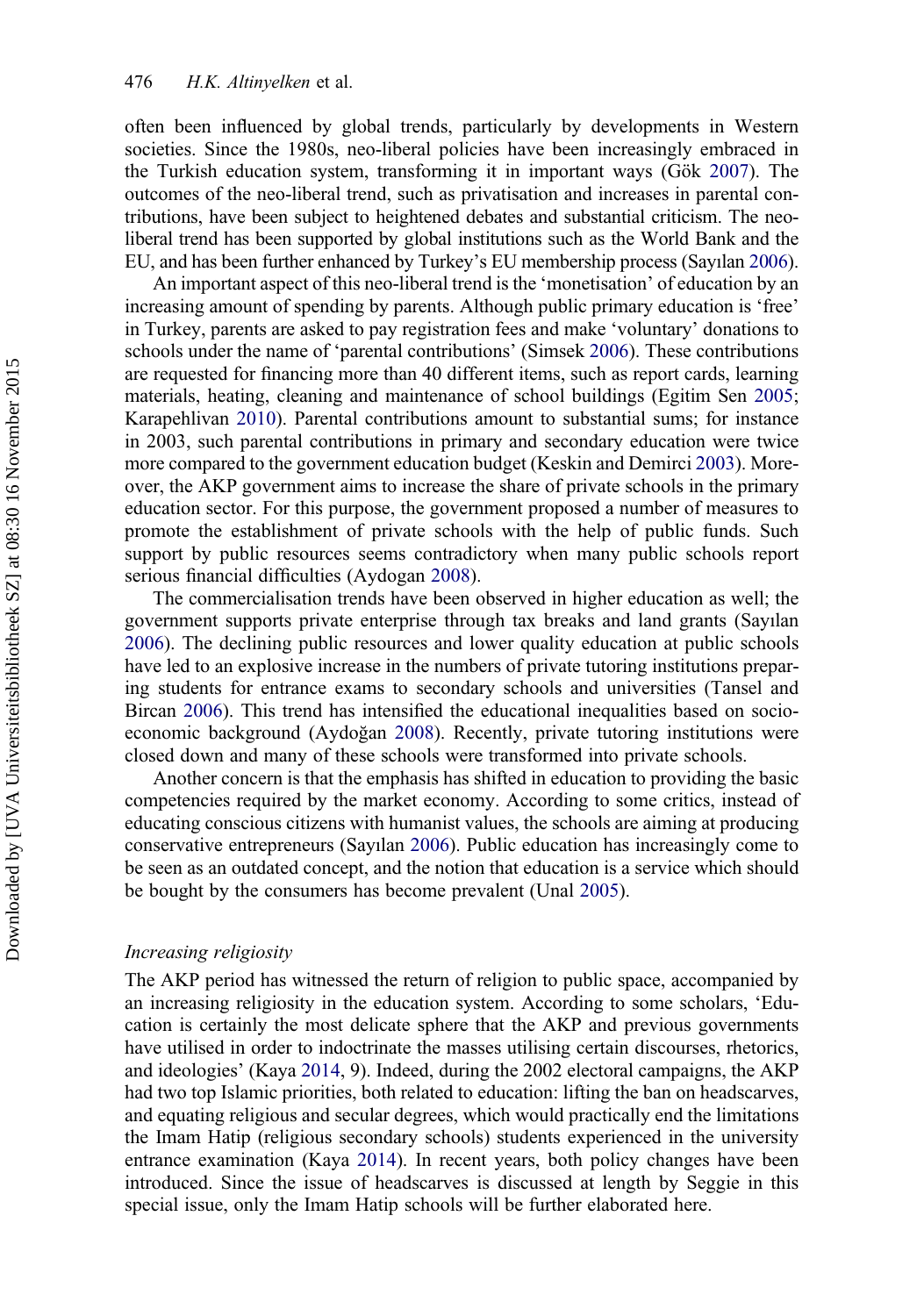often been influenced by global trends, particularly by developments in Western societies. Since the 1980s, neo-liberal policies have been increasingly embraced in the Turkish education system, transforming it in important ways (Gök 2007). The outcomes of the neo-liberal trend, such as privatisation and increases in parental contributions, have been subject to heightened debates and substantial criticism. The neo-liberal trend has been supported by global institutions such as the World Bank and the EU, and has been further enhanced by Turkey's EU membership process (Sayılan 2006).

An important aspect of this neo-liberal trend is the 'monetisation' of education by an increasing amount of spending by parents. Although public primary education is 'free' in Turkey, parents are asked to pay registration fees and make 'voluntary' donations to schools under the name of 'parental contributions' (Simsek 2006). These contributions are requested for financing more than 40 different items, such as report cards, learning materials, heating, cleaning and maintenance of school buildings (Egitim Sen 2005; Karapehlivan 2010). Parental contributions amount to substantial sums; for instance in 2003, such parental contributions in primary and secondary education were twice more compared to the government education budget (Keskin and Demirci 2003). Moreover, the AKP government aims to increase the share of private schools in the primary education sector. For this purpose, the government proposed a number of measures to promote the establishment of private schools with the help of public funds. Such support by public resources seems contradictory when many public schools report serious financial difficulties (Aydogan 2008).

The commercialisation trends have been observed in higher education as well; the government supports private enterprise through tax breaks and land grants (Sayılan 2006). The declining public resources and lower quality education at public schools have led to an explosive increase in the numbers of private tutoring institutions preparing students for entrance exams to secondary schools and universities (Tansel and Bircan 2006). This trend has intensified the educational inequalities based on socio-economic background (Aydoğan 2008). Recently, private tutoring institutions were closed down and many of these schools were transformed into private schools.

Another concern is that the emphasis has shifted in education to providing the basic competencies required by the market economy. According to some critics, instead of educating conscious citizens with humanist values, the schools are aiming at producing conservative entrepreneurs (Sayılan 2006). Public education has increasingly come to be seen as an outdated concept, and the notion that education is a service which should be bought by the consumers has become prevalent (Unal 2005).

### *Increasing religiosity*

The AKP period has witnessed the return of religion to public space, accompanied by an increasing religiosity in the education system. According to some scholars, 'Education is certainly the most delicate sphere that the AKP and previous governments have utilised in order to indoctrinate the masses utilising certain discourses, rhetorics, and ideologies' (Kaya 2014, 9). Indeed, during the 2002 electoral campaigns, the AKP had two top Islamic priorities, both related to education: lifting the ban on headscarves, and equating religious and secular degrees, which would practically end the limitations the Imam Hatip (religious secondary schools) students experienced in the university entrance examination (Kaya 2014). In recent years, both policy changes have been introduced. Since the issue of headscarves is discussed at length by Seggie in this special issue, only the Imam Hatip schools will be further elaborated here.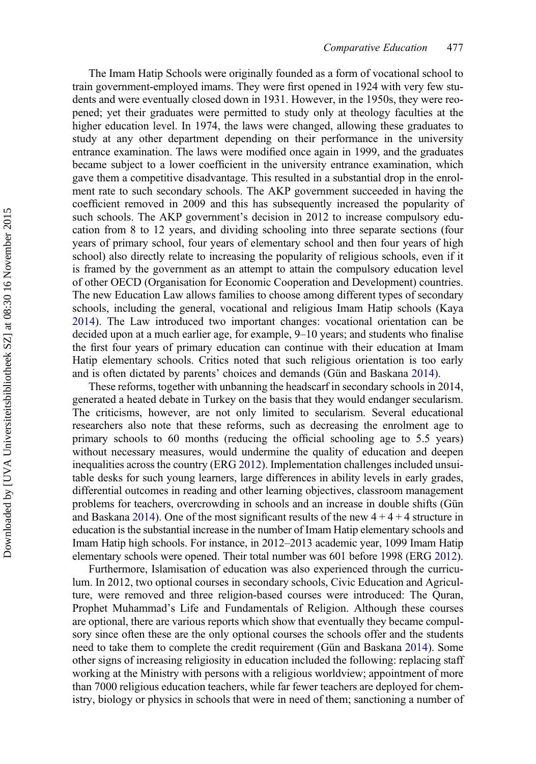The Imam Hatip Schools were originally founded as a form of vocational school to train government-employed imams. They were first opened in 1924 with very few students and were eventually closed down in 1931. However, in the 1950s, they were reopened; yet their graduates were permitted to study only at theology faculties at the higher education level. In 1974, the laws were changed, allowing these graduates to study at any other department depending on their performance in the university entrance examination. The laws were modified once again in 1999, and the graduates became subject to a lower coefficient in the university entrance examination, which gave them a competitive disadvantage. This resulted in a substantial drop in the enrolment rate to such secondary schools. The AKP government succeeded in having the coefficient removed in 2009 and this has subsequently increased the popularity of such schools. The AKP government's decision in 2012 to increase compulsory education from 8 to 12 years, and dividing schooling into three separate sections (four years of primary school, four years of elementary school and then four years of high school) also directly relate to increasing the popularity of religious schools, even if it is framed by the government as an attempt to attain the compulsory education level of other OECD (Organisation for Economic Cooperation and Development) countries. The new Education Law allows families to choose among different types of secondary schools, including the general, vocational and religious Imam Hatip schools (Kaya 2014). The Law introduced two important changes: vocational orientation can be decided upon at a much earlier age, for example, 9–10 years; and students who finalise the first four years of primary education can continue with their education at Imam Hatip elementary schools. Critics noted that such religious orientation is too early and is often dictated by parents' choices and demands (Gün and Baskana 2014).

These reforms, together with unbanning the headscarf in secondary schools in 2014, generated a heated debate in Turkey on the basis that they would endanger secularism. The criticisms, however, are not only limited to secularism. Several educational researchers also note that these reforms, such as decreasing the enrolment age to primary schools to 60 months (reducing the official schooling age to 5.5 years) without necessary measures, would undermine the quality of education and deepen inequalities across the country (ERG 2012). Implementation challenges included unsuitable desks for such young learners, large differences in ability levels in early grades, differential outcomes in reading and other learning objectives, classroom management problems for teachers, overcrowding in schools and an increase in double shifts (Gün and Baskana 2014). One of the most significant results of the new 4 + 4 + 4 structure in education is the substantial increase in the number of Imam Hatip elementary schools and Imam Hatip high schools. For instance, in 2012–2013 academic year, 1099 Imam Hatip elementary schools were opened. Their total number was 601 before 1998 (ERG 2012).

Furthermore, Islamisation of education was also experienced through the curriculum. In 2012, two optional courses in secondary schools, Civic Education and Agriculture, were removed and three religion-based courses were introduced: The Quran, Prophet Muhammad's Life and Fundamentals of Religion. Although these courses are optional, there are various reports which show that eventually they became compulsory since often these are the only optional courses the schools offer and the students need to take them to complete the credit requirement (Gün and Baskana 2014). Some other signs of increasing religiosity in education included the following: replacing staff working at the Ministry with persons with a religious worldview; appointment of more than 7000 religious education teachers, while far fewer teachers are deployed for chemistry, biology or physics in schools that were in need of them; sanctioning a number of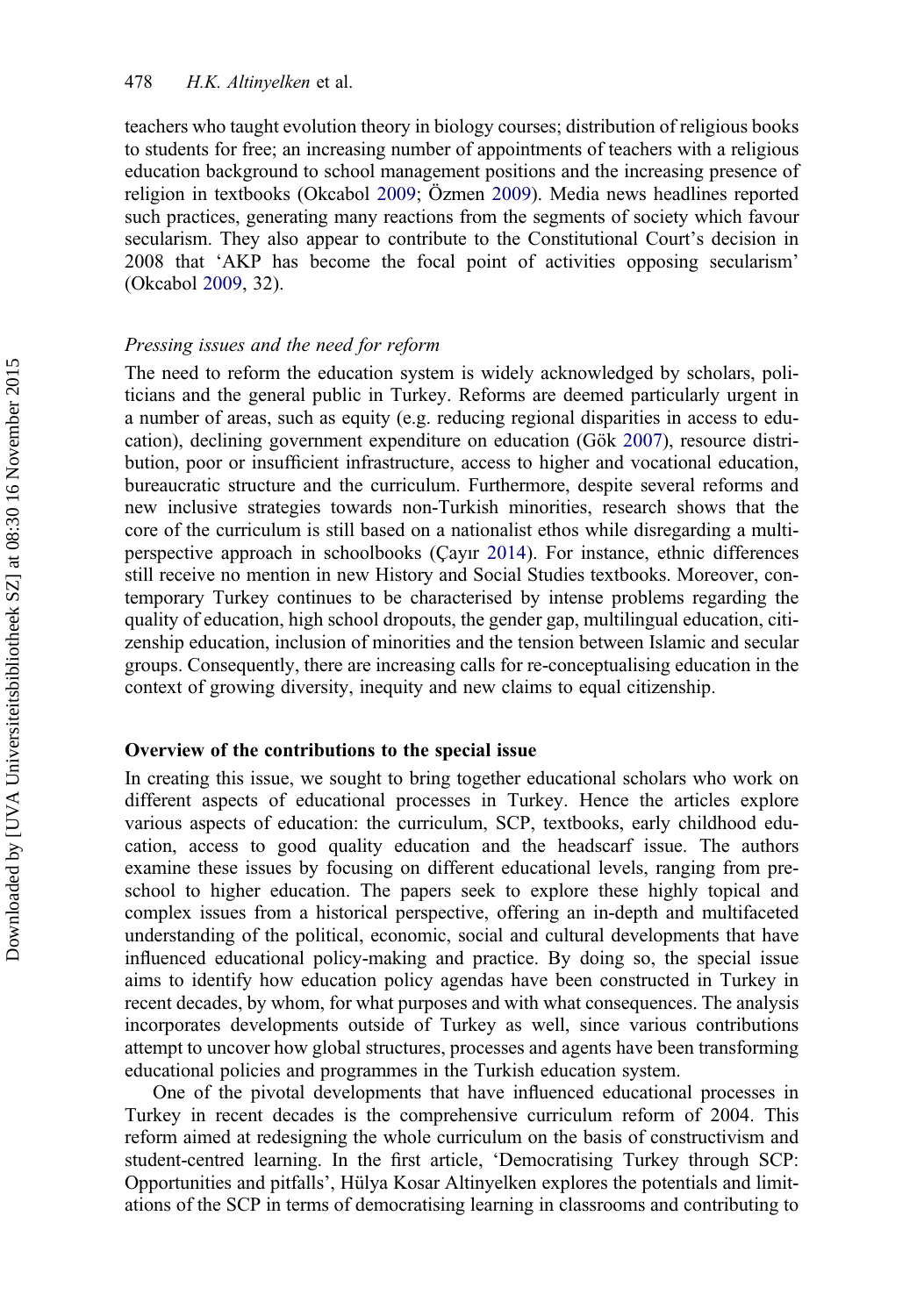teachers who taught evolution theory in biology courses; distribution of religious books to students for free; an increasing number of appointments of teachers with a religious education background to school management positions and the increasing presence of religion in textbooks (Okcabol 2009; Özmen 2009). Media news headlines reported such practices, generating many reactions from the segments of society which favour secularism. They also appear to contribute to the Constitutional Court's decision in 2008 that 'AKP has become the focal point of activities opposing secularism' (Okcabol 2009, 32).

### *Pressing issues and the need for reform*

The need to reform the education system is widely acknowledged by scholars, politicians and the general public in Turkey. Reforms are deemed particularly urgent in a number of areas, such as equity (e.g. reducing regional disparities in access to education), declining government expenditure on education (Gök 2007), resource distribution, poor or insufficient infrastructure, access to higher and vocational education, bureaucratic structure and the curriculum. Furthermore, despite several reforms and new inclusive strategies towards non-Turkish minorities, research shows that the core of the curriculum is still based on a nationalist ethos while disregarding a multi-perspective approach in schoolbooks (Çayır 2014). For instance, ethnic differences still receive no mention in new History and Social Studies textbooks. Moreover, contemporary Turkey continues to be characterised by intense problems regarding the quality of education, high school dropouts, the gender gap, multilingual education, citizenship education, inclusion of minorities and the tension between Islamic and secular groups. Consequently, there are increasing calls for re-conceptualising education in the context of growing diversity, inequity and new claims to equal citizenship.

## Overview of the contributions to the special issue

In creating this issue, we sought to bring together educational scholars who work on different aspects of educational processes in Turkey. Hence the articles explore various aspects of education: the curriculum, SCP, textbooks, early childhood education, access to good quality education and the headscarf issue. The authors examine these issues by focusing on different educational levels, ranging from preschool to higher education. The papers seek to explore these highly topical and complex issues from a historical perspective, offering an in-depth and multifaceted understanding of the political, economic, social and cultural developments that have influenced educational policy-making and practice. By doing so, the special issue aims to identify how education policy agendas have been constructed in Turkey in recent decades, by whom, for what purposes and with what consequences. The analysis incorporates developments outside of Turkey as well, since various contributions attempt to uncover how global structures, processes and agents have been transforming educational policies and programmes in the Turkish education system.

One of the pivotal developments that have influenced educational processes in Turkey in recent decades is the comprehensive curriculum reform of 2004. This reform aimed at redesigning the whole curriculum on the basis of constructivism and student-centred learning. In the first article, 'Democratising Turkey through SCP: Opportunities and pitfalls', Hülya Kosar Altinyelken explores the potentials and limitations of the SCP in terms of democratising learning in classrooms and contributing to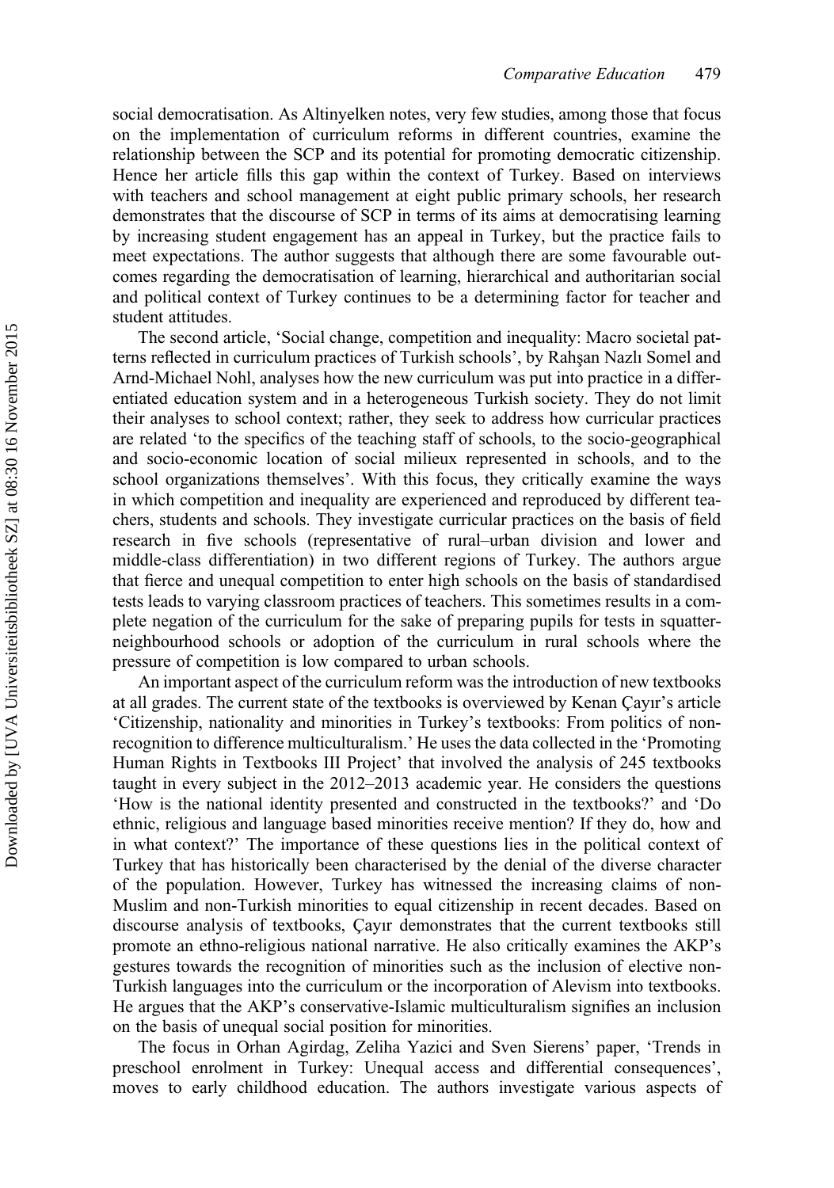social democratisation. As Altinyelken notes, very few studies, among those that focus on the implementation of curriculum reforms in different countries, examine the relationship between the SCP and its potential for promoting democratic citizenship. Hence her article fills this gap within the context of Turkey. Based on interviews with teachers and school management at eight public primary schools, her research demonstrates that the discourse of SCP in terms of its aims at democratising learning by increasing student engagement has an appeal in Turkey, but the practice fails to meet expectations. The author suggests that although there are some favourable outcomes regarding the democratisation of learning, hierarchical and authoritarian social and political context of Turkey continues to be a determining factor for teacher and student attitudes.

The second article, 'Social change, competition and inequality: Macro societal patterns reflected in curriculum practices of Turkish schools', by Rahşan Nazlı Somel and Arnd-Michael Nohl, analyses how the new curriculum was put into practice in a differentiated education system and in a heterogeneous Turkish society. They do not limit their analyses to school context; rather, they seek to address how curricular practices are related 'to the specifics of the teaching staff of schools, to the socio-geographical and socio-economic location of social milieux represented in schools, and to the school organizations themselves'. With this focus, they critically examine the ways in which competition and inequality are experienced and reproduced by different teachers, students and schools. They investigate curricular practices on the basis of field research in five schools (representative of rural–urban division and lower and middle-class differentiation) in two different regions of Turkey. The authors argue that fierce and unequal competition to enter high schools on the basis of standardised tests leads to varying classroom practices of teachers. This sometimes results in a complete negation of the curriculum for the sake of preparing pupils for tests in squatter-neighbourhood schools or adoption of the curriculum in rural schools where the pressure of competition is low compared to urban schools.

An important aspect of the curriculum reform was the introduction of new textbooks at all grades. The current state of the textbooks is overviewed by Kenan Çayır's article 'Citizenship, nationality and minorities in Turkey's textbooks: From politics of non-recognition to difference multiculturalism.' He uses the data collected in the 'Promoting Human Rights in Textbooks III Project' that involved the analysis of 245 textbooks taught in every subject in the 2012–2013 academic year. He considers the questions 'How is the national identity presented and constructed in the textbooks?' and 'Do ethnic, religious and language based minorities receive mention? If they do, how and in what context?' The importance of these questions lies in the political context of Turkey that has historically been characterised by the denial of the diverse character of the population. However, Turkey has witnessed the increasing claims of non-Muslim and non-Turkish minorities to equal citizenship in recent decades. Based on discourse analysis of textbooks, Çayır demonstrates that the current textbooks still promote an ethno-religious national narrative. He also critically examines the AKP's gestures towards the recognition of minorities such as the inclusion of elective non-Turkish languages into the curriculum or the incorporation of Alevism into textbooks. He argues that the AKP's conservative-Islamic multiculturalism signifies an inclusion on the basis of unequal social position for minorities.

The focus in Orhan Agirdag, Zeliha Yazici and Sven Sierens' paper, 'Trends in preschool enrolment in Turkey: Unequal access and differential consequences', moves to early childhood education. The authors investigate various aspects of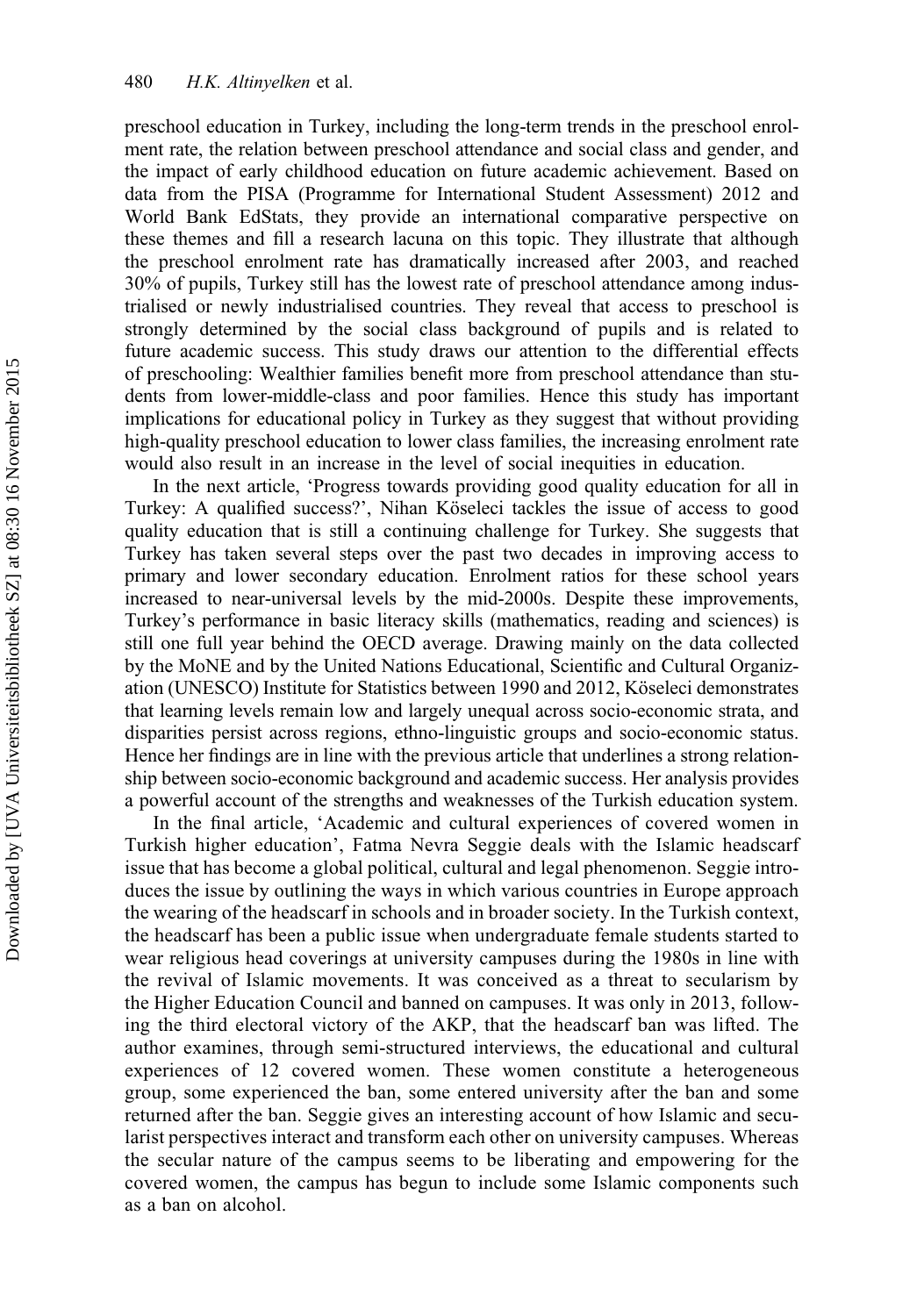preschool education in Turkey, including the long-term trends in the preschool enrolment rate, the relation between preschool attendance and social class and gender, and the impact of early childhood education on future academic achievement. Based on data from the PISA (Programme for International Student Assessment) 2012 and World Bank EdStats, they provide an international comparative perspective on these themes and fill a research lacuna on this topic. They illustrate that although the preschool enrolment rate has dramatically increased after 2003, and reached 30% of pupils, Turkey still has the lowest rate of preschool attendance among industrialised or newly industrialised countries. They reveal that access to preschool is strongly determined by the social class background of pupils and is related to future academic success. This study draws our attention to the differential effects of preschooling: Wealthier families benefit more from preschool attendance than students from lower-middle-class and poor families. Hence this study has important implications for educational policy in Turkey as they suggest that without providing high-quality preschool education to lower class families, the increasing enrolment rate would also result in an increase in the level of social inequities in education.

In the next article, 'Progress towards providing good quality education for all in Turkey: A qualified success?', Nihan Köseleci tackles the issue of access to good quality education that is still a continuing challenge for Turkey. She suggests that Turkey has taken several steps over the past two decades in improving access to primary and lower secondary education. Enrolment ratios for these school years increased to near-universal levels by the mid-2000s. Despite these improvements, Turkey's performance in basic literacy skills (mathematics, reading and sciences) is still one full year behind the OECD average. Drawing mainly on the data collected by the MoNE and by the United Nations Educational, Scientific and Cultural Organization (UNESCO) Institute for Statistics between 1990 and 2012, Köseleci demonstrates that learning levels remain low and largely unequal across socio-economic strata, and disparities persist across regions, ethno-linguistic groups and socio-economic status. Hence her findings are in line with the previous article that underlines a strong relationship between socio-economic background and academic success. Her analysis provides a powerful account of the strengths and weaknesses of the Turkish education system.

In the final article, 'Academic and cultural experiences of covered women in Turkish higher education', Fatma Nevra Seggie deals with the Islamic headscarf issue that has become a global political, cultural and legal phenomenon. Seggie introduces the issue by outlining the ways in which various countries in Europe approach the wearing of the headscarf in schools and in broader society. In the Turkish context, the headscarf has been a public issue when undergraduate female students started to wear religious head coverings at university campuses during the 1980s in line with the revival of Islamic movements. It was conceived as a threat to secularism by the Higher Education Council and banned on campuses. It was only in 2013, following the third electoral victory of the AKP, that the headscarf ban was lifted. The author examines, through semi-structured interviews, the educational and cultural experiences of 12 covered women. These women constitute a heterogeneous group, some experienced the ban, some entered university after the ban and some returned after the ban. Seggie gives an interesting account of how Islamic and secularist perspectives interact and transform each other on university campuses. Whereas the secular nature of the campus seems to be liberating and empowering for the covered women, the campus has begun to include some Islamic components such as a ban on alcohol.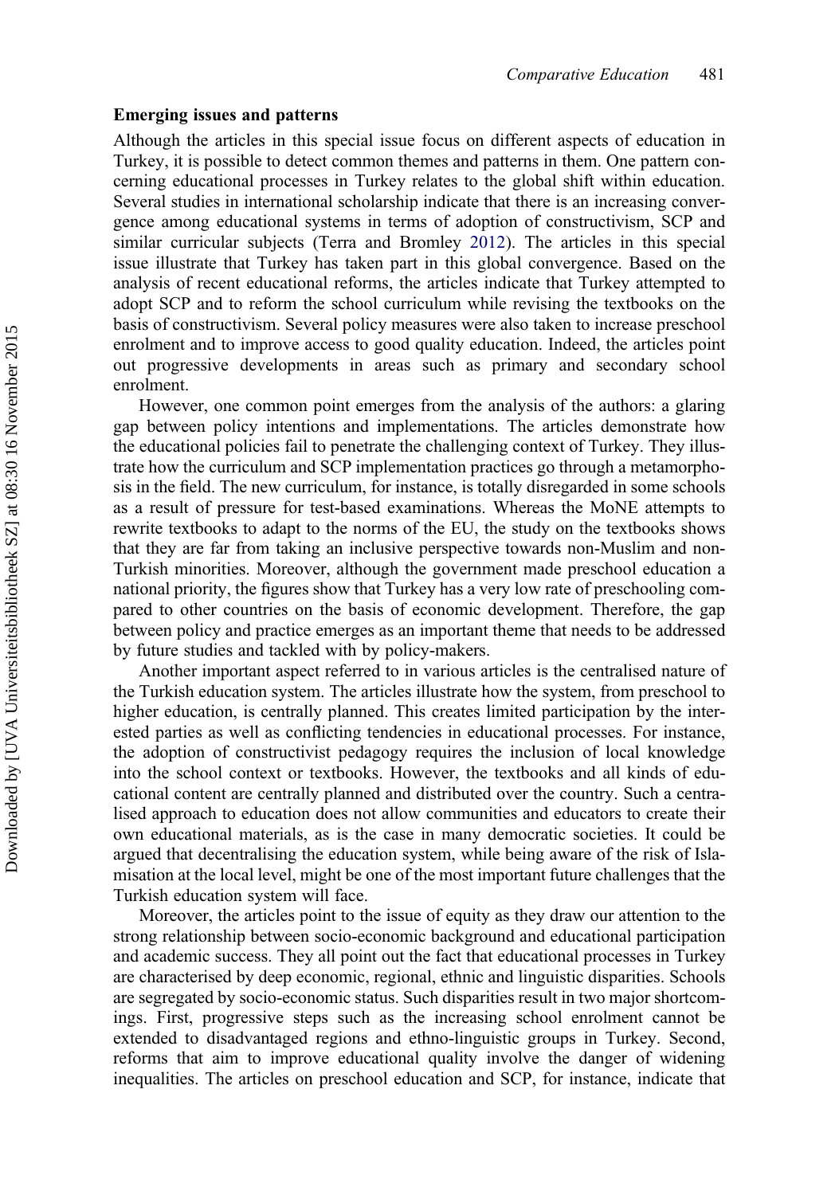## Emerging issues and patterns

Although the articles in this special issue focus on different aspects of education in Turkey, it is possible to detect common themes and patterns in them. One pattern concerning educational processes in Turkey relates to the global shift within education. Several studies in international scholarship indicate that there is an increasing convergence among educational systems in terms of adoption of constructivism, SCP and similar curricular subjects (Terra and Bromley 2012). The articles in this special issue illustrate that Turkey has taken part in this global convergence. Based on the analysis of recent educational reforms, the articles indicate that Turkey attempted to adopt SCP and to reform the school curriculum while revising the textbooks on the basis of constructivism. Several policy measures were also taken to increase preschool enrolment and to improve access to good quality education. Indeed, the articles point out progressive developments in areas such as primary and secondary school enrolment.

However, one common point emerges from the analysis of the authors: a glaring gap between policy intentions and implementations. The articles demonstrate how the educational policies fail to penetrate the challenging context of Turkey. They illustrate how the curriculum and SCP implementation practices go through a metamorphosis in the field. The new curriculum, for instance, is totally disregarded in some schools as a result of pressure for test-based examinations. Whereas the MoNE attempts to rewrite textbooks to adapt to the norms of the EU, the study on the textbooks shows that they are far from taking an inclusive perspective towards non-Muslim and non-Turkish minorities. Moreover, although the government made preschool education a national priority, the figures show that Turkey has a very low rate of preschooling compared to other countries on the basis of economic development. Therefore, the gap between policy and practice emerges as an important theme that needs to be addressed by future studies and tackled with by policy-makers.

Another important aspect referred to in various articles is the centralised nature of the Turkish education system. The articles illustrate how the system, from preschool to higher education, is centrally planned. This creates limited participation by the interested parties as well as conflicting tendencies in educational processes. For instance, the adoption of constructivist pedagogy requires the inclusion of local knowledge into the school context or textbooks. However, the textbooks and all kinds of educational content are centrally planned and distributed over the country. Such a centralised approach to education does not allow communities and educators to create their own educational materials, as is the case in many democratic societies. It could be argued that decentralising the education system, while being aware of the risk of Islamisation at the local level, might be one of the most important future challenges that the Turkish education system will face.

Moreover, the articles point to the issue of equity as they draw our attention to the strong relationship between socio-economic background and educational participation and academic success. They all point out the fact that educational processes in Turkey are characterised by deep economic, regional, ethnic and linguistic disparities. Schools are segregated by socio-economic status. Such disparities result in two major shortcomings. First, progressive steps such as the increasing school enrolment cannot be extended to disadvantaged regions and ethno-linguistic groups in Turkey. Second, reforms that aim to improve educational quality involve the danger of widening inequalities. The articles on preschool education and SCP, for instance, indicate that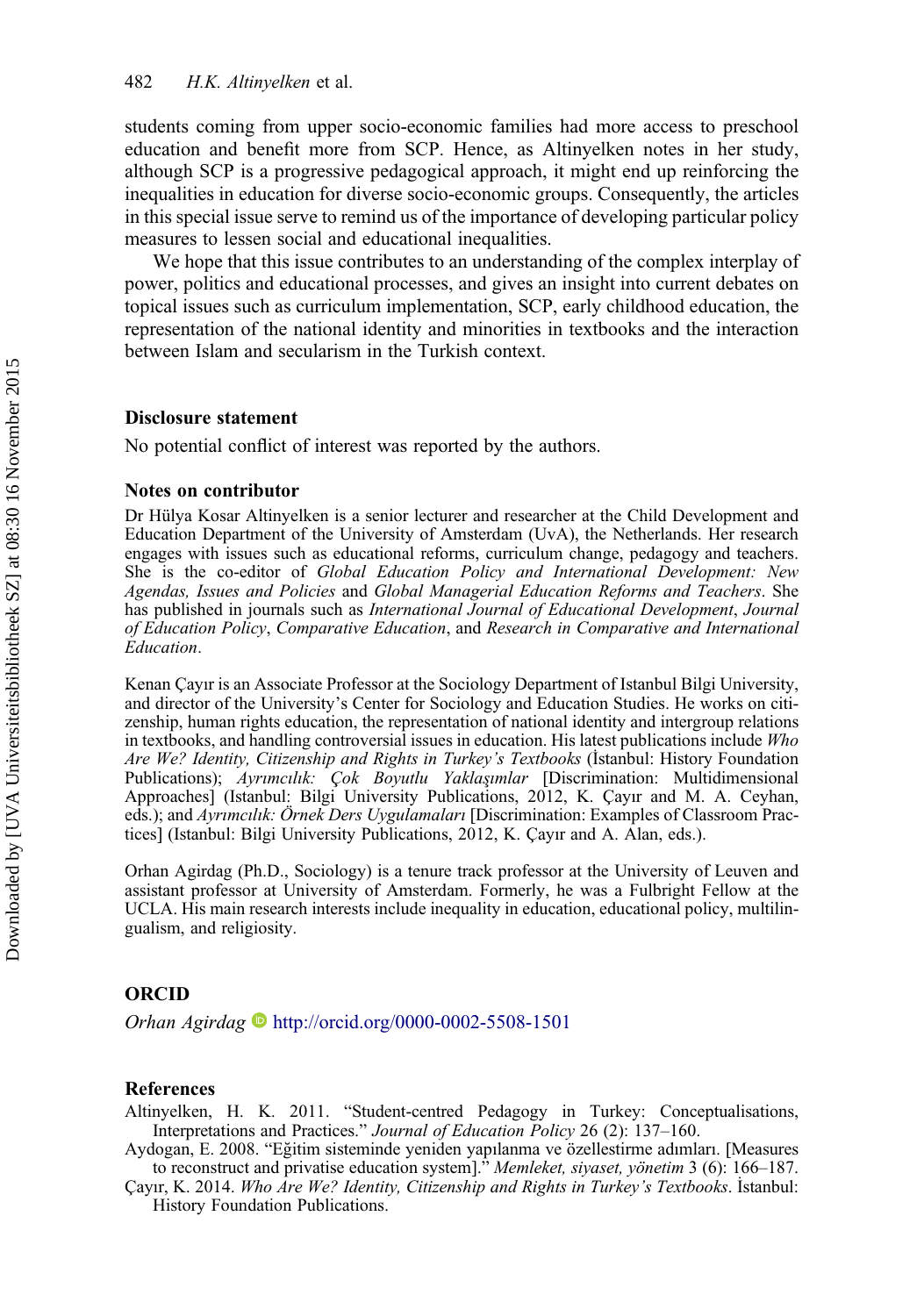students coming from upper socio-economic families had more access to preschool education and benefit more from SCP. Hence, as Altinyelken notes in her study, although SCP is a progressive pedagogical approach, it might end up reinforcing the inequalities in education for diverse socio-economic groups. Consequently, the articles in this special issue serve to remind us of the importance of developing particular policy measures to lessen social and educational inequalities.

We hope that this issue contributes to an understanding of the complex interplay of power, politics and educational processes, and gives an insight into current debates on topical issues such as curriculum implementation, SCP, early childhood education, the representation of the national identity and minorities in textbooks and the interaction between Islam and secularism in the Turkish context.

## Disclosure statement

No potential conflict of interest was reported by the authors.

## Notes on contributor

Dr Hülya Kosar Altinyelken is a senior lecturer and researcher at the Child Development and Education Department of the University of Amsterdam (UvA), the Netherlands. Her research engages with issues such as educational reforms, curriculum change, pedagogy and teachers. She is the co-editor of *Global Education Policy and International Development: New Agendas, Issues and Policies* and *Global Managerial Education Reforms and Teachers*. She has published in journals such as *International Journal of Educational Development*, *Journal of Education Policy*, *Comparative Education*, and *Research in Comparative and International Education*.

Kenan Çayır is an Associate Professor at the Sociology Department of Istanbul Bilgi University, and director of the University's Center for Sociology and Education Studies. He works on citizenship, human rights education, the representation of national identity and intergroup relations in textbooks, and handling controversial issues in education. His latest publications include *Who Are We? Identity, Citizenship and Rights in Turkey's Textbooks* (İstanbul: History Foundation Publications); *Ayrımcılık: Çok Boyutlu Yaklaşımlar* [Discrimination: Multidimensional Approaches] (Istanbul: Bilgi University Publications, 2012, K. Çayır and M. A. Ceyhan, eds.); and *Ayrımcılık: Örnek Ders Uygulamaları* [Discrimination: Examples of Classroom Practices] (Istanbul: Bilgi University Publications, 2012, K. Çayır and A. Alan, eds.).

Orhan Agirdag (Ph.D., Sociology) is a tenure track professor at the University of Leuven and assistant professor at University of Amsterdam. Formerly, he was a Fulbright Fellow at the UCLA. His main research interests include inequality in education, educational policy, multilingualism, and religiosity.

## ORCID

*Orhan Agirdag* http://orcid.org/0000-0002-5508-1501

## References

Altinyelken, H. K. 2011. "Student-centred Pedagogy in Turkey: Conceptualisations, Interpretations and Practices." *Journal of Education Policy* 26 (2): 137–160.

Aydogan, E. 2008. "Eğitim sisteminde yeniden yapılanma ve özellestirme adımları. [Measures to reconstruct and privatise education system]." *Memleket, siyaset, yönetim* 3 (6): 166–187.

Çayır, K. 2014. *Who Are We? Identity, Citizenship and Rights in Turkey's Textbooks*. İstanbul: History Foundation Publications.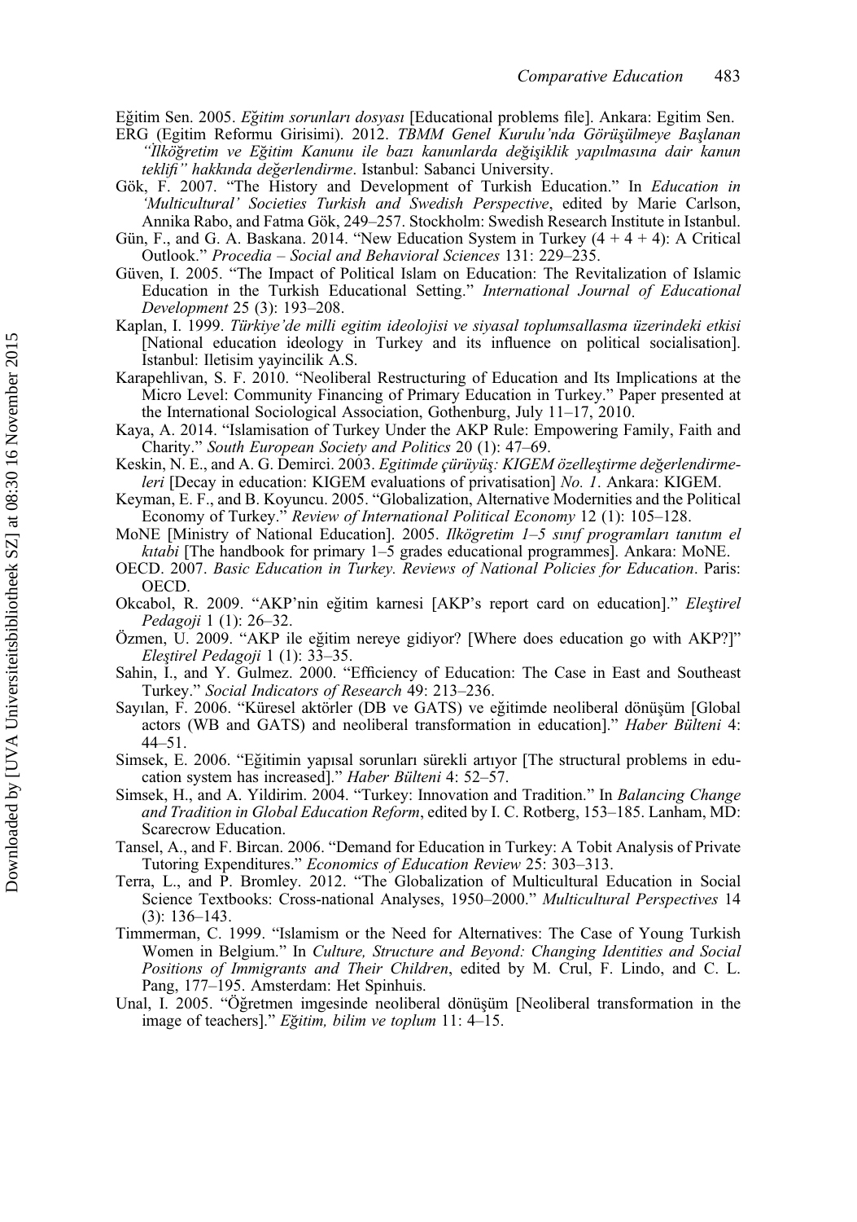Eğitim Sen. 2005. *Eğitim sorunları dosyası* [Educational problems file]. Ankara: Egitim Sen.

ERG (Egitim Reformu Girisimi). 2012. *TBMM Genel Kurulu'nda Görüşülmeye Başlanan "İlköğretim ve Eğitim Kanunu ile bazı kanunlarda değişiklik yapılmasına dair kanun teklifi" hakkında değerlendirme*. Istanbul: Sabanci University.

Gök, F. 2007. "The History and Development of Turkish Education." In *Education in 'Multicultural' Societies Turkish and Swedish Perspective*, edited by Marie Carlson, Annika Rabo, and Fatma Gök, 249–257. Stockholm: Swedish Research Institute in Istanbul.

Gün, F., and G. A. Baskana. 2014. "New Education System in Turkey (4 + 4 + 4): A Critical Outlook." *Procedia – Social and Behavioral Sciences* 131: 229–235.

Güven, I. 2005. "The Impact of Political Islam on Education: The Revitalization of Islamic Education in the Turkish Educational Setting." *International Journal of Educational Development* 25 (3): 193–208.

Kaplan, I. 1999. *Türkiye'de milli egitim ideolojisi ve siyasal toplumsallasma üzerindeki etkisi* [National education ideology in Turkey and its influence on political socialisation]. Istanbul: Iletisim yayincilik A.S.

Karapehlivan, S. F. 2010. "Neoliberal Restructuring of Education and Its Implications at the Micro Level: Community Financing of Primary Education in Turkey." Paper presented at the International Sociological Association, Gothenburg, July 11–17, 2010.

Kaya, A. 2014. "Islamisation of Turkey Under the AKP Rule: Empowering Family, Faith and Charity." *South European Society and Politics* 20 (1): 47–69.

Keskin, N. E., and A. G. Demirci. 2003. *Egitimde çürüyüş: KIGEM özelleştirme değerlendirmeleri* [Decay in education: KIGEM evaluations of privatisation] *No. 1*. Ankara: KIGEM.

Keyman, E. F., and B. Koyuncu. 2005. "Globalization, Alternative Modernities and the Political Economy of Turkey." *Review of International Political Economy* 12 (1): 105–128.

MoNE [Ministry of National Education]. 2005. *Ilkögretim 1–5 sınıf programları tanıtım el kıtabi* [The handbook for primary 1–5 grades educational programmes]. Ankara: MoNE.

OECD. 2007. *Basic Education in Turkey. Reviews of National Policies for Education*. Paris: OECD.

Okcabol, R. 2009. "AKP'nin eğitim karnesi [AKP's report card on education]." *Eleştirel Pedagoji* 1 (1): 26–32.

Özmen, U. 2009. "AKP ile eğitim nereye gidiyor? [Where does education go with AKP?]" *Eleştirel Pedagoji* 1 (1): 33–35.

Sahin, I., and Y. Gulmez. 2000. "Efficiency of Education: The Case in East and Southeast Turkey." *Social Indicators of Research* 49: 213–236.

Sayılan, F. 2006. "Küresel aktörler (DB ve GATS) ve eğitimde neoliberal dönüşüm [Global actors (WB and GATS) and neoliberal transformation in education]." *Haber Bülteni* 4: 44–51.

Simsek, E. 2006. "Eğitimin yapısal sorunları sürekli artıyor [The structural problems in education system has increased]." *Haber Bülteni* 4: 52–57.

Simsek, H., and A. Yildirim. 2004. "Turkey: Innovation and Tradition." In *Balancing Change and Tradition in Global Education Reform*, edited by I. C. Rotberg, 153–185. Lanham, MD: Scarecrow Education.

Tansel, A., and F. Bircan. 2006. "Demand for Education in Turkey: A Tobit Analysis of Private Tutoring Expenditures." *Economics of Education Review* 25: 303–313.

Terra, L., and P. Bromley. 2012. "The Globalization of Multicultural Education in Social Science Textbooks: Cross-national Analyses, 1950–2000." *Multicultural Perspectives* 14 (3): 136–143.

Timmerman, C. 1999. "Islamism or the Need for Alternatives: The Case of Young Turkish Women in Belgium." In *Culture, Structure and Beyond: Changing Identities and Social Positions of Immigrants and Their Children*, edited by M. Crul, F. Lindo, and C. L. Pang, 177–195. Amsterdam: Het Spinhuis.

Unal, I. 2005. "Öğretmen imgesinde neoliberal dönüşüm [Neoliberal transformation in the image of teachers]." *Eğitim, bilim ve toplum* 11: 4–15.